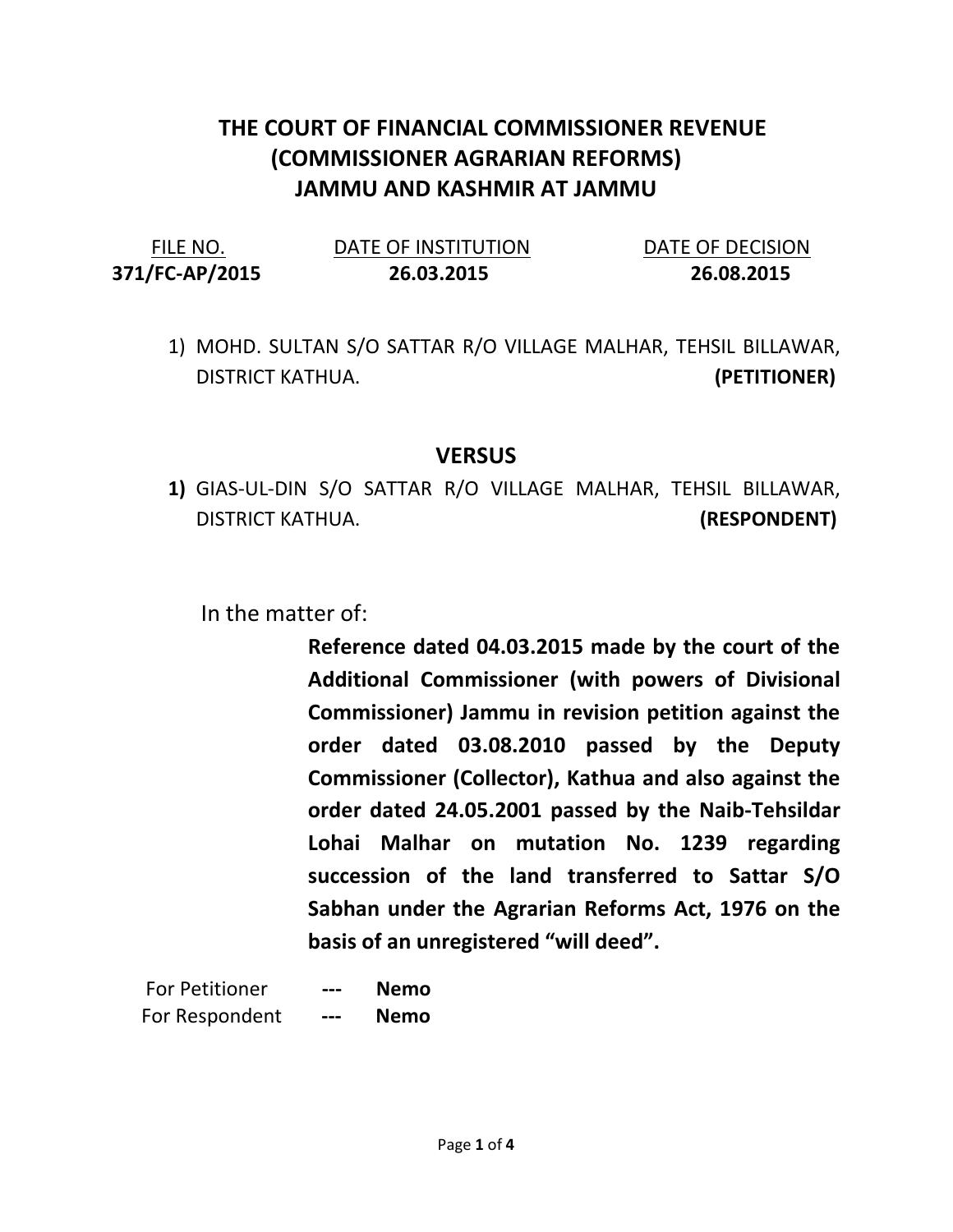# THE COURT OF FINANCIAL COMMISSIONER REVENUE (COMMISSIONER AGRARIAN REFORMS) JAMMU AND KASHMIR AT JAMMU

| FILE NO. | DATE OF INSTITUTION | DATE OF DECISION |
|---|---|---|
| **371/FC-AP/2015** | **26.03.2015** | **26.08.2015** |

1) MOHD. SULTAN S/O SATTAR R/O VILLAGE MALHAR, TEHSIL BILLAWAR, DISTRICT KATHUA. **(PETITIONER)**

**VERSUS**

**1)** GIAS-UL-DIN S/O SATTAR R/O VILLAGE MALHAR, TEHSIL BILLAWAR, DISTRICT KATHUA. **(RESPONDENT)**

In the matter of:

**Reference dated 04.03.2015 made by the court of the Additional Commissioner (with powers of Divisional Commissioner) Jammu in revision petition against the order dated 03.08.2010 passed by the Deputy Commissioner (Collector), Kathua and also against the order dated 24.05.2001 passed by the Naib-Tehsildar Lohai Malhar on mutation No. 1239 regarding succession of the land transferred to Sattar S/O Sabhan under the Agrarian Reforms Act, 1976 on the basis of an unregistered "will deed".**

For Petitioner --- **Nemo**

For Respondent --- **Nemo**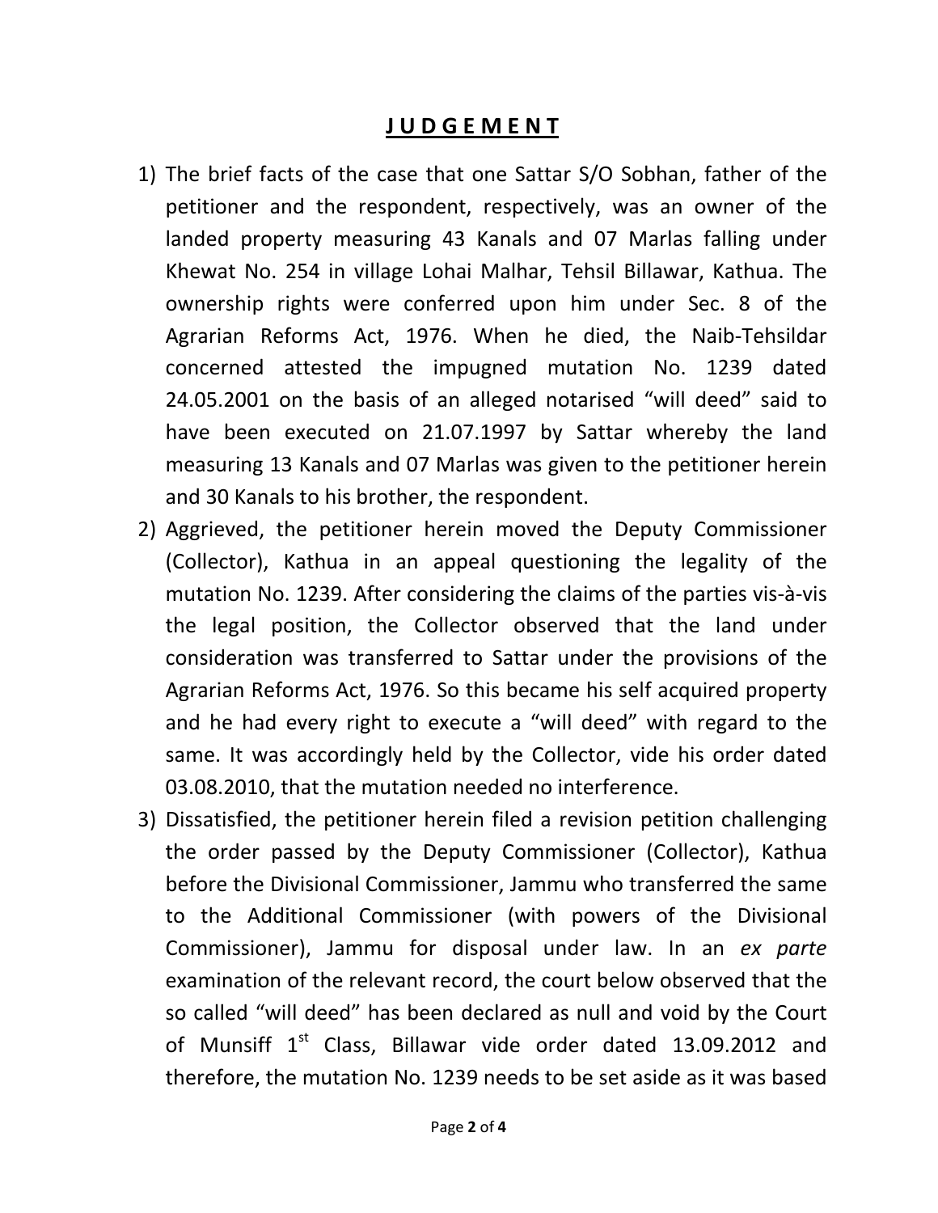## **JUDGEMENT**

1) The brief facts of the case that one Sattar S/O Sobhan, father of the petitioner and the respondent, respectively, was an owner of the landed property measuring 43 Kanals and 07 Marlas falling under Khewat No. 254 in village Lohai Malhar, Tehsil Billawar, Kathua. The ownership rights were conferred upon him under Sec. 8 of the Agrarian Reforms Act, 1976. When he died, the Naib-Tehsildar concerned attested the impugned mutation No. 1239 dated 24.05.2001 on the basis of an alleged notarised "will deed" said to have been executed on 21.07.1997 by Sattar whereby the land measuring 13 Kanals and 07 Marlas was given to the petitioner herein and 30 Kanals to his brother, the respondent.
2) Aggrieved, the petitioner herein moved the Deputy Commissioner (Collector), Kathua in an appeal questioning the legality of the mutation No. 1239. After considering the claims of the parties vis-à-vis the legal position, the Collector observed that the land under consideration was transferred to Sattar under the provisions of the Agrarian Reforms Act, 1976. So this became his self acquired property and he had every right to execute a "will deed" with regard to the same. It was accordingly held by the Collector, vide his order dated 03.08.2010, that the mutation needed no interference.
3) Dissatisfied, the petitioner herein filed a revision petition challenging the order passed by the Deputy Commissioner (Collector), Kathua before the Divisional Commissioner, Jammu who transferred the same to the Additional Commissioner (with powers of the Divisional Commissioner), Jammu for disposal under law. In an *ex parte* examination of the relevant record, the court below observed that the so called "will deed" has been declared as null and void by the Court of Munsiff 1st Class, Billawar vide order dated 13.09.2012 and therefore, the mutation No. 1239 needs to be set aside as it was based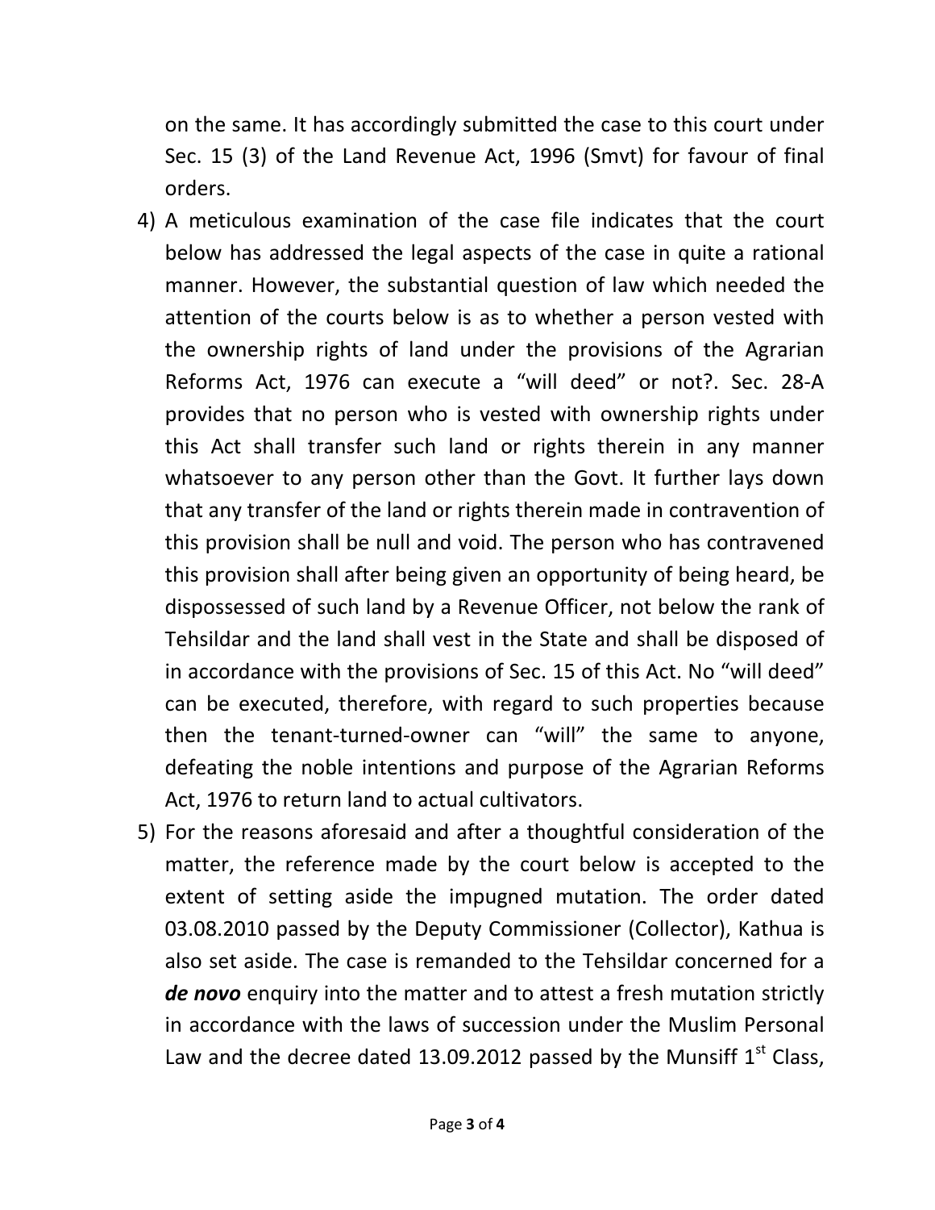on the same. It has accordingly submitted the case to this court under Sec. 15 (3) of the Land Revenue Act, 1996 (Smvt) for favour of final orders.

4) A meticulous examination of the case file indicates that the court below has addressed the legal aspects of the case in quite a rational manner. However, the substantial question of law which needed the attention of the courts below is as to whether a person vested with the ownership rights of land under the provisions of the Agrarian Reforms Act, 1976 can execute a "will deed" or not?. Sec. 28-A provides that no person who is vested with ownership rights under this Act shall transfer such land or rights therein in any manner whatsoever to any person other than the Govt. It further lays down that any transfer of the land or rights therein made in contravention of this provision shall be null and void. The person who has contravened this provision shall after being given an opportunity of being heard, be dispossessed of such land by a Revenue Officer, not below the rank of Tehsildar and the land shall vest in the State and shall be disposed of in accordance with the provisions of Sec. 15 of this Act. No "will deed" can be executed, therefore, with regard to such properties because then the tenant-turned-owner can "will" the same to anyone, defeating the noble intentions and purpose of the Agrarian Reforms Act, 1976 to return land to actual cultivators.

5) For the reasons aforesaid and after a thoughtful consideration of the matter, the reference made by the court below is accepted to the extent of setting aside the impugned mutation. The order dated 03.08.2010 passed by the Deputy Commissioner (Collector), Kathua is also set aside. The case is remanded to the Tehsildar concerned for a ***de novo*** enquiry into the matter and to attest a fresh mutation strictly in accordance with the laws of succession under the Muslim Personal Law and the decree dated 13.09.2012 passed by the Munsiff 1st Class,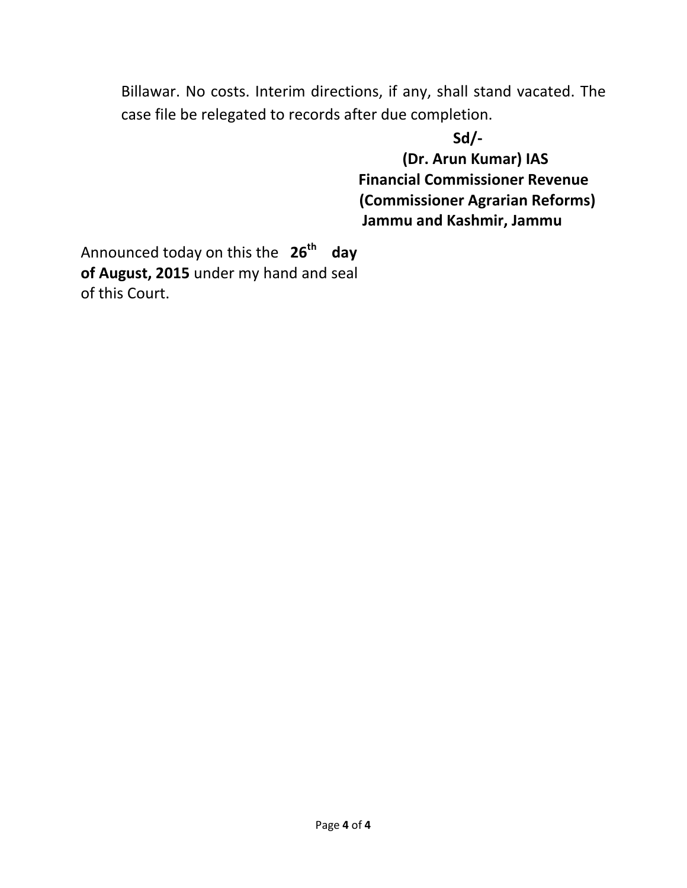Billawar. No costs. Interim directions, if any, shall stand vacated. The case file be relegated to records after due completion.

**Sd/-**

**(Dr. Arun Kumar) IAS**
**Financial Commissioner Revenue**
**(Commissioner Agrarian Reforms)**
**Jammu and Kashmir, Jammu**

Announced today on this the **26th day of August, 2015** under my hand and seal of this Court.